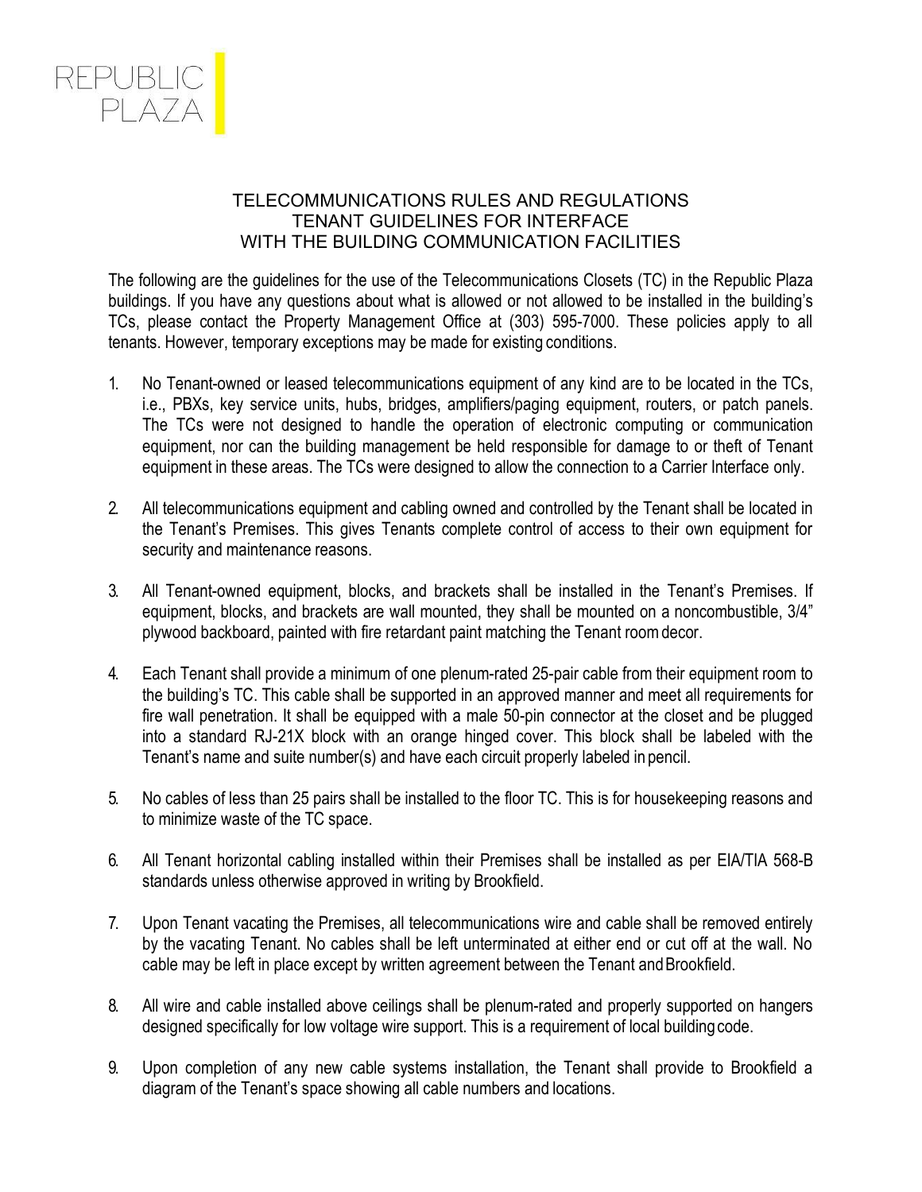REPUBLIC PLAZA

# TELECOMMUNICATIONS RULES AND REGULATIONS
## TENANT GUIDELINES FOR INTERFACE WITH THE BUILDING COMMUNICATION FACILITIES

The following are the guidelines for the use of the Telecommunications Closets (TC) in the Republic Plaza buildings. If you have any questions about what is allowed or not allowed to be installed in the building's TCs, please contact the Property Management Office at (303) 595-7000. These policies apply to all tenants. However, temporary exceptions may be made for existing conditions.

1. No Tenant-owned or leased telecommunications equipment of any kind are to be located in the TCs, i.e., PBXs, key service units, hubs, bridges, amplifiers/paging equipment, routers, or patch panels. The TCs were not designed to handle the operation of electronic computing or communication equipment, nor can the building management be held responsible for damage to or theft of Tenant equipment in these areas. The TCs were designed to allow the connection to a Carrier Interface only.

2. All telecommunications equipment and cabling owned and controlled by the Tenant shall be located in the Tenant's Premises. This gives Tenants complete control of access to their own equipment for security and maintenance reasons.

3. All Tenant-owned equipment, blocks, and brackets shall be installed in the Tenant's Premises. If equipment, blocks, and brackets are wall mounted, they shall be mounted on a noncombustible, 3/4" plywood backboard, painted with fire retardant paint matching the Tenant room decor.

4. Each Tenant shall provide a minimum of one plenum-rated 25-pair cable from their equipment room to the building's TC. This cable shall be supported in an approved manner and meet all requirements for fire wall penetration. It shall be equipped with a male 50-pin connector at the closet and be plugged into a standard RJ-21X block with an orange hinged cover. This block shall be labeled with the Tenant's name and suite number(s) and have each circuit properly labeled in pencil.

5. No cables of less than 25 pairs shall be installed to the floor TC. This is for housekeeping reasons and to minimize waste of the TC space.

6. All Tenant horizontal cabling installed within their Premises shall be installed as per EIA/TIA 568-B standards unless otherwise approved in writing by Brookfield.

7. Upon Tenant vacating the Premises, all telecommunications wire and cable shall be removed entirely by the vacating Tenant. No cables shall be left unterminated at either end or cut off at the wall. No cable may be left in place except by written agreement between the Tenant and Brookfield.

8. All wire and cable installed above ceilings shall be plenum-rated and properly supported on hangers designed specifically for low voltage wire support. This is a requirement of local building code.

9. Upon completion of any new cable systems installation, the Tenant shall provide to Brookfield a diagram of the Tenant's space showing all cable numbers and locations.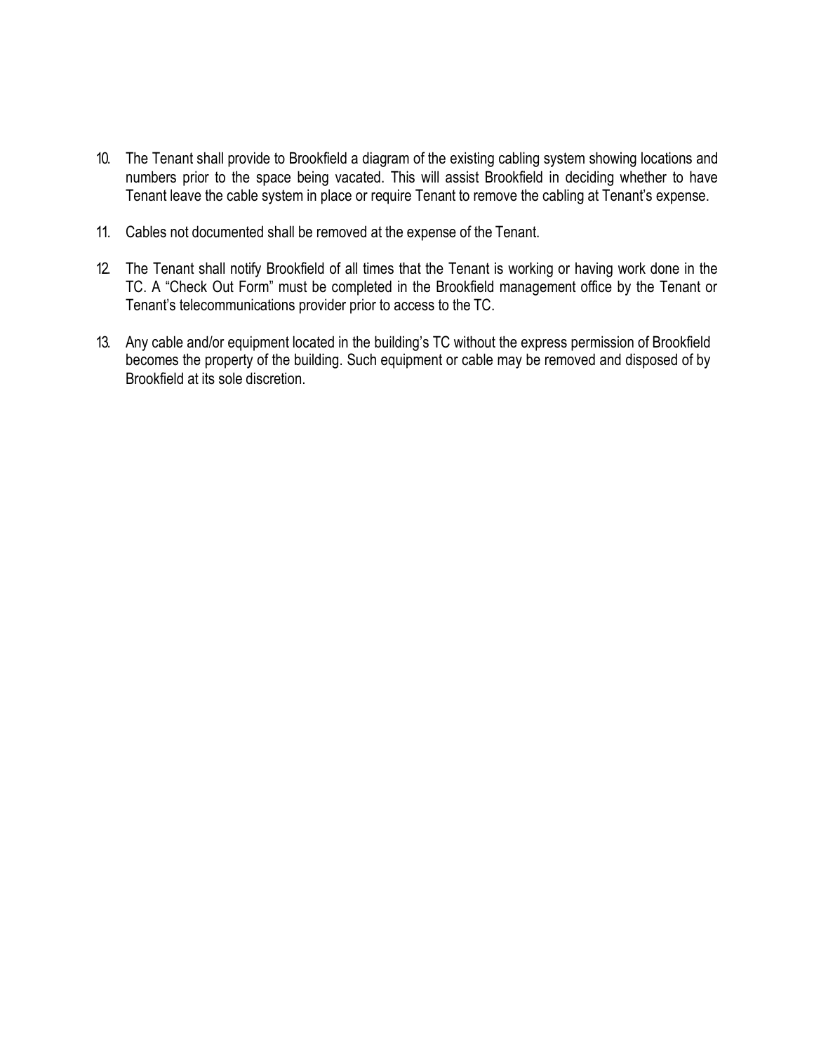10. The Tenant shall provide to Brookfield a diagram of the existing cabling system showing locations and numbers prior to the space being vacated. This will assist Brookfield in deciding whether to have Tenant leave the cable system in place or require Tenant to remove the cabling at Tenant's expense.

11. Cables not documented shall be removed at the expense of the Tenant.

12. The Tenant shall notify Brookfield of all times that the Tenant is working or having work done in the TC. A "Check Out Form" must be completed in the Brookfield management office by the Tenant or Tenant's telecommunications provider prior to access to the TC.

13. Any cable and/or equipment located in the building's TC without the express permission of Brookfield becomes the property of the building. Such equipment or cable may be removed and disposed of by Brookfield at its sole discretion.